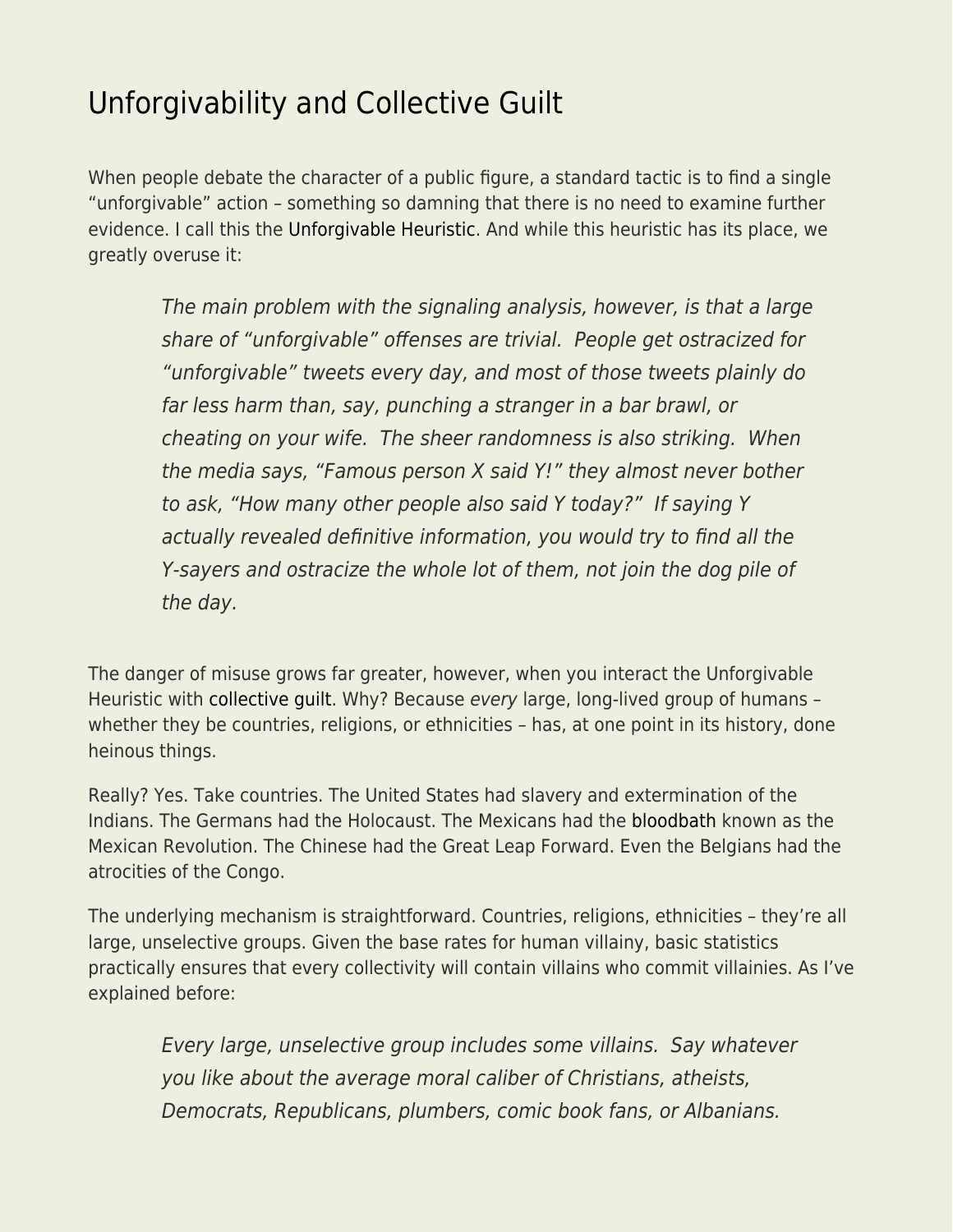# Unforgivability and Collective Guilt

When people debate the character of a public figure, a standard tactic is to find a single "unforgivable" action – something so damning that there is no need to examine further evidence. I call this the Unforgivable Heuristic. And while this heuristic has its place, we greatly overuse it:

> *The main problem with the signaling analysis, however, is that a large share of "unforgivable" offenses are trivial. People get ostracized for "unforgivable" tweets every day, and most of those tweets plainly do far less harm than, say, punching a stranger in a bar brawl, or cheating on your wife. The sheer randomness is also striking. When the media says, "Famous person X said Y!" they almost never bother to ask, "How many other people also said Y today?" If saying Y actually revealed definitive information, you would try to find all the Y-sayers and ostracize the whole lot of them, not join the dog pile of the day.*

The danger of misuse grows far greater, however, when you interact the Unforgivable Heuristic with collective guilt. Why? Because *every* large, long-lived group of humans – whether they be countries, religions, or ethnicities – has, at one point in its history, done heinous things.

Really? Yes. Take countries. The United States had slavery and extermination of the Indians. The Germans had the Holocaust. The Mexicans had the bloodbath known as the Mexican Revolution. The Chinese had the Great Leap Forward. Even the Belgians had the atrocities of the Congo.

The underlying mechanism is straightforward. Countries, religions, ethnicities – they're all large, unselective groups. Given the base rates for human villainy, basic statistics practically ensures that every collectivity will contain villains who commit villainies. As I've explained before:

> *Every large, unselective group includes some villains. Say whatever you like about the average moral caliber of Christians, atheists, Democrats, Republicans, plumbers, comic book fans, or Albanians.*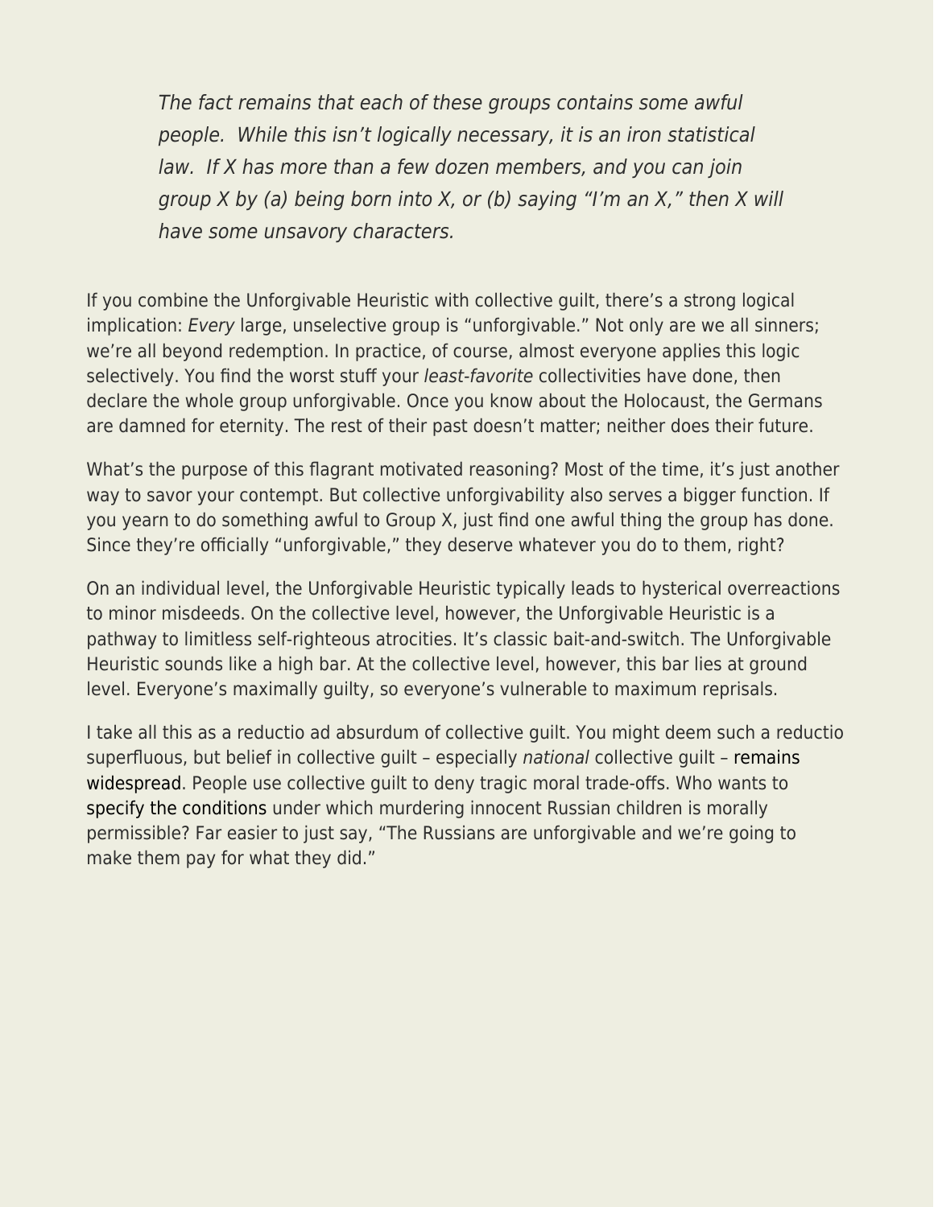> *The fact remains that each of these groups contains some awful people. While this isn't logically necessary, it is an iron statistical law. If X has more than a few dozen members, and you can join group X by (a) being born into X, or (b) saying "I'm an X," then X will have some unsavory characters.*

If you combine the Unforgivable Heuristic with collective guilt, there's a strong logical implication: *Every* large, unselective group is "unforgivable." Not only are we all sinners; we're all beyond redemption. In practice, of course, almost everyone applies this logic selectively. You find the worst stuff your *least-favorite* collectivities have done, then declare the whole group unforgivable. Once you know about the Holocaust, the Germans are damned for eternity. The rest of their past doesn't matter; neither does their future.

What's the purpose of this flagrant motivated reasoning? Most of the time, it's just another way to savor your contempt. But collective unforgivability also serves a bigger function. If you yearn to do something awful to Group X, just find one awful thing the group has done. Since they're officially "unforgivable," they deserve whatever you do to them, right?

On an individual level, the Unforgivable Heuristic typically leads to hysterical overreactions to minor misdeeds. On the collective level, however, the Unforgivable Heuristic is a pathway to limitless self-righteous atrocities. It's classic bait-and-switch. The Unforgivable Heuristic sounds like a high bar. At the collective level, however, this bar lies at ground level. Everyone's maximally guilty, so everyone's vulnerable to maximum reprisals.

I take all this as a reductio ad absurdum of collective guilt. You might deem such a reductio superfluous, but belief in collective guilt – especially *national* collective guilt – remains widespread. People use collective guilt to deny tragic moral trade-offs. Who wants to specify the conditions under which murdering innocent Russian children is morally permissible? Far easier to just say, "The Russians are unforgivable and we're going to make them pay for what they did."